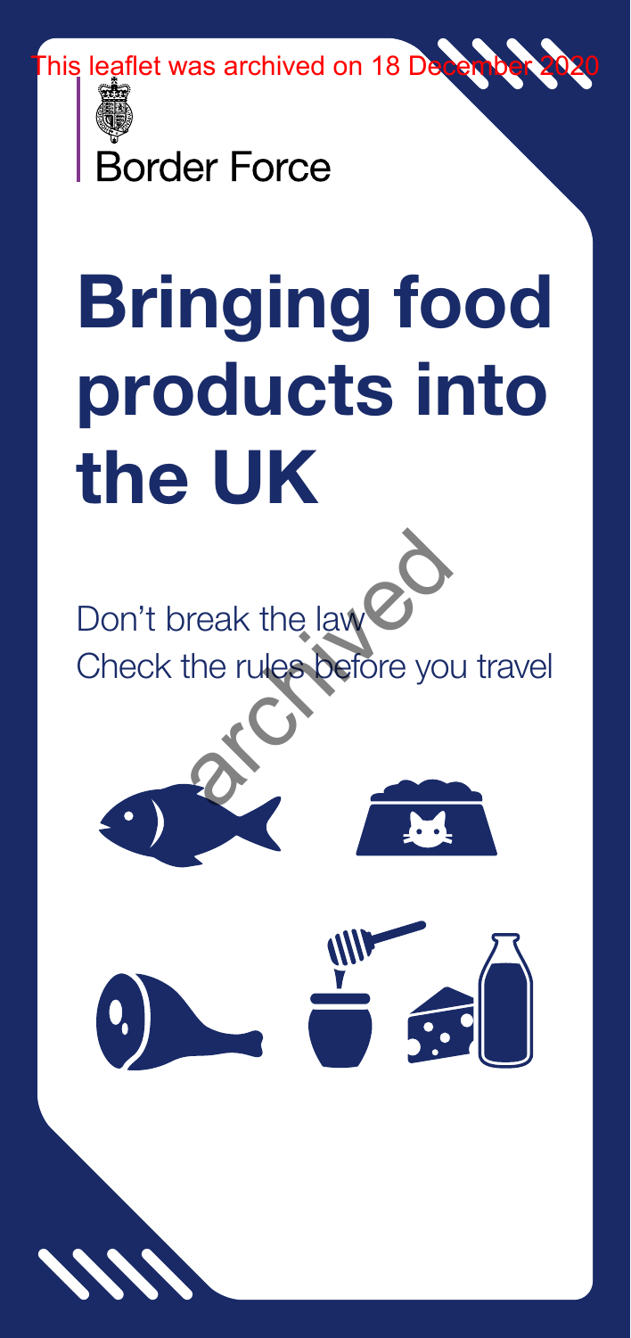This leaflet was archived on 18 December 2020

Border Force

# Bringing food products into the UK

Don't break the law

Check the rules before you travel

archived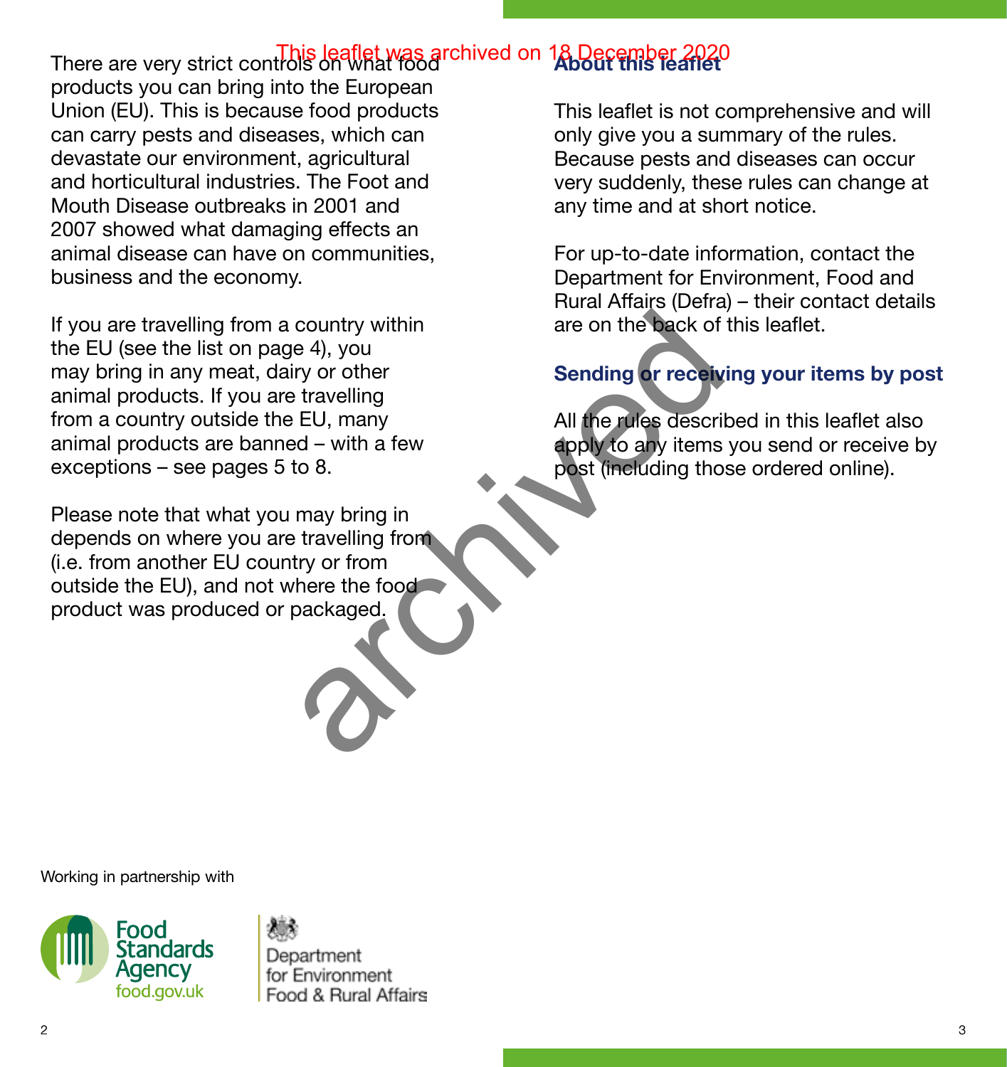This leaflet was archived on 18 December 2020

There are very strict controls on what food products you can bring into the European Union (EU). This is because food products can carry pests and diseases, which can devastate our environment, agricultural and horticultural industries. The Foot and Mouth Disease outbreaks in 2001 and 2007 showed what damaging effects an animal disease can have on communities, business and the economy.

If you are travelling from a country within the EU (see the list on page 4), you may bring in any meat, dairy or other animal products. If you are travelling from a country outside the EU, many animal products are banned – with a few exceptions – see pages 5 to 8.

Please note that what you may bring in depends on where you are travelling from (i.e. from another EU country or from outside the EU), and not where the food product was produced or packaged.

Working in partnership with

Food Standards Agency food.gov.uk

Department for Environment Food & Rural Affairs

## About this leaflet

This leaflet is not comprehensive and will only give you a summary of the rules. Because pests and diseases can occur very suddenly, these rules can change at any time and at short notice.

For up-to-date information, contact the Department for Environment, Food and Rural Affairs (Defra) – their contact details are on the back of this leaflet.

## Sending or receiving your items by post

All the rules described in this leaflet also apply to any items you send or receive by post (including those ordered online).

archived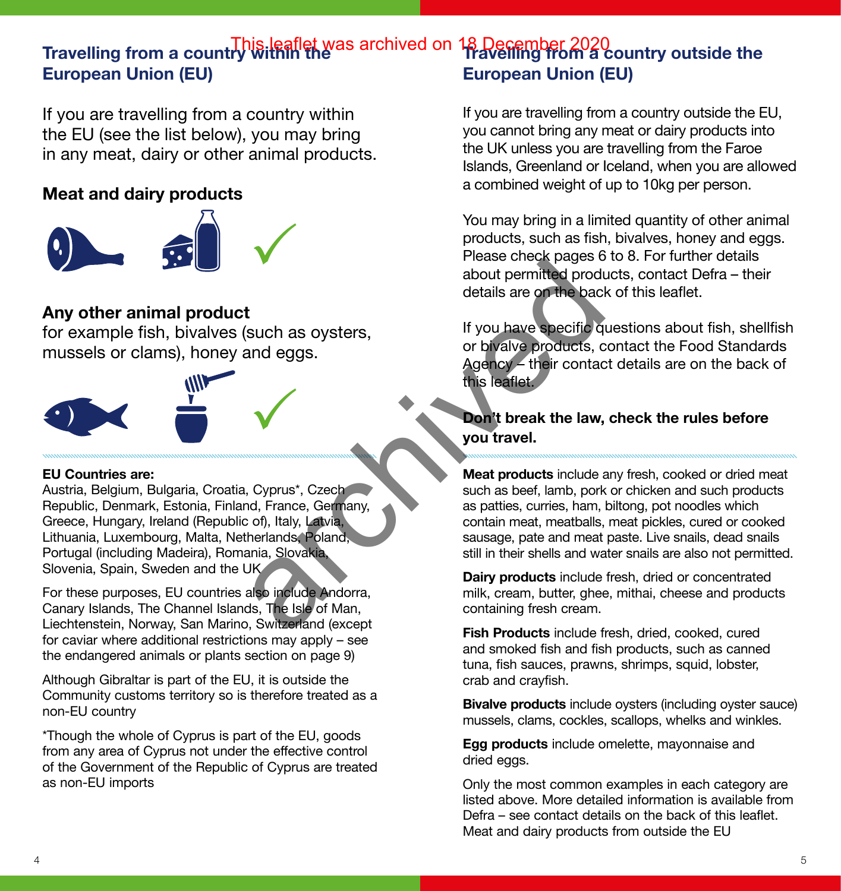This leaflet was archived on 18 December 2020

## Travelling from a country within the European Union (EU)

If you are travelling from a country within the EU (see the list below), you may bring in any meat, dairy or other animal products.

### Meat and dairy products

### Any other animal product

for example fish, bivalves (such as oysters, mussels or clams), honey and eggs.

**EU Countries are:**
Austria, Belgium, Bulgaria, Croatia, Cyprus*, Czech Republic, Denmark, Estonia, Finland, France, Germany, Greece, Hungary, Ireland (Republic of), Italy, Latvia, Lithuania, Luxembourg, Malta, Netherlands, Poland, Portugal (including Madeira), Romania, Slovakia, Slovenia, Spain, Sweden and the UK

For these purposes, EU countries also include Andorra, Canary Islands, The Channel Islands, The Isle of Man, Liechtenstein, Norway, San Marino, Switzerland (except for caviar where additional restrictions may apply – see the endangered animals or plants section on page 9)

Although Gibraltar is part of the EU, it is outside the Community customs territory so is therefore treated as a non-EU country

*Though the whole of Cyprus is part of the EU, goods from any area of Cyprus not under the effective control of the Government of the Republic of Cyprus are treated as non-EU imports

## Travelling from a country outside the European Union (EU)

If you are travelling from a country outside the EU, you cannot bring any meat or dairy products into the UK unless you are travelling from the Faroe Islands, Greenland or Iceland, when you are allowed a combined weight of up to 10kg per person.

You may bring in a limited quantity of other animal products, such as fish, bivalves, honey and eggs. Please check pages 6 to 8. For further details about permitted products, contact Defra – their details are on the back of this leaflet.

If you have specific questions about fish, shellfish or bivalve products, contact the Food Standards Agency – their contact details are on the back of this leaflet.

**Don't break the law, check the rules before you travel.**

**Meat products** include any fresh, cooked or dried meat such as beef, lamb, pork or chicken and such products as patties, curries, ham, biltong, pot noodles which contain meat, meatballs, meat pickles, cured or cooked sausage, pate and meat paste. Live snails, dead snails still in their shells and water snails are also not permitted.

**Dairy products** include fresh, dried or concentrated milk, cream, butter, ghee, mithai, cheese and products containing fresh cream.

**Fish Products** include fresh, dried, cooked, cured and smoked fish and fish products, such as canned tuna, fish sauces, prawns, shrimps, squid, lobster, crab and crayfish.

**Bivalve products** include oysters (including oyster sauce) mussels, clams, cockles, scallops, whelks and winkles.

**Egg products** include omelette, mayonnaise and dried eggs.

Only the most common examples in each category are listed above. More detailed information is available from Defra – see contact details on the back of this leaflet. Meat and dairy products from outside the EU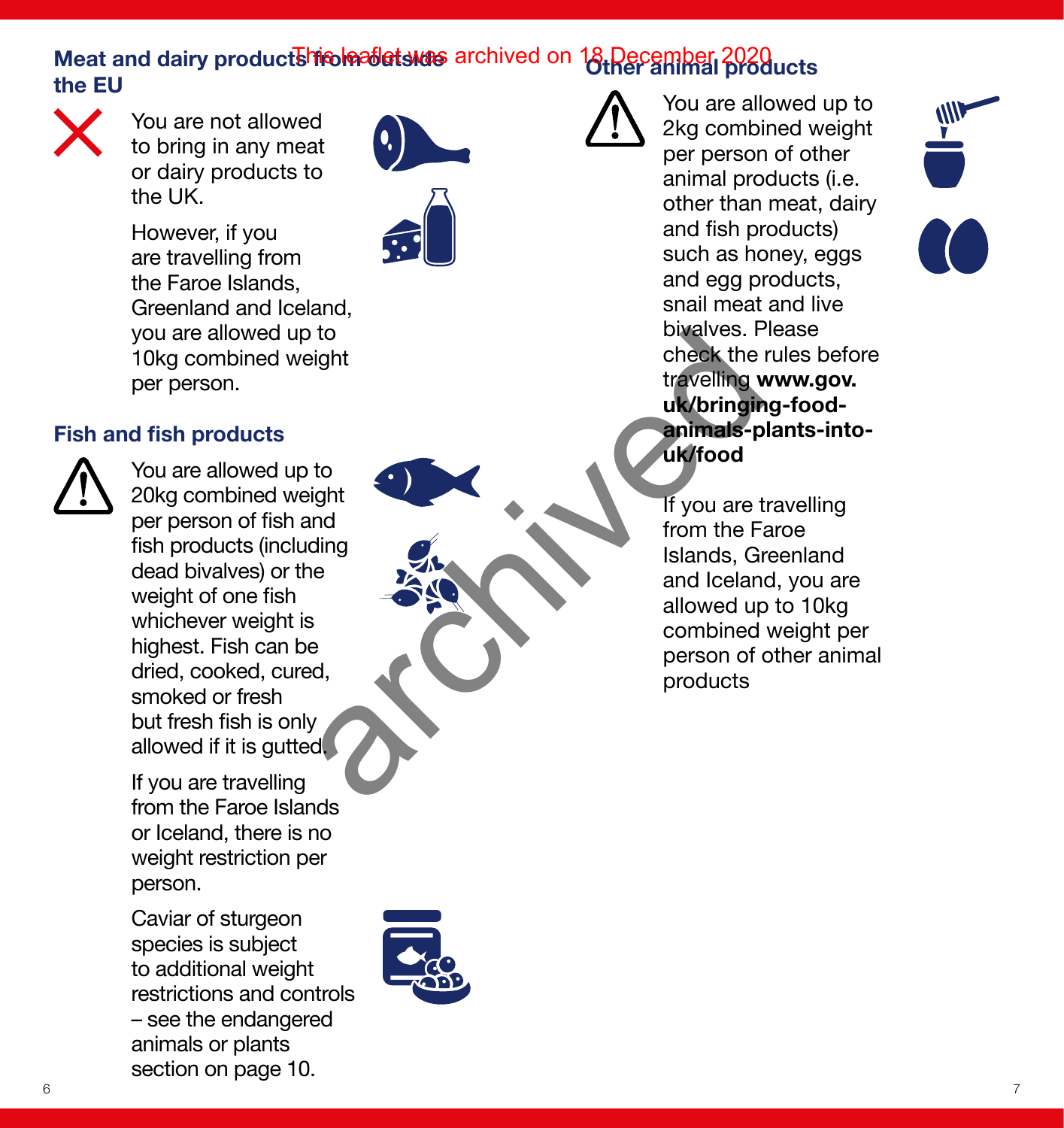This leaflet was archived on 18 December 2020

## Meat and dairy products from outside the EU

You are not allowed to bring in any meat or dairy products to the UK.

However, if you are travelling from the Faroe Islands, Greenland and Iceland, you are allowed up to 10kg combined weight per person.

## Fish and fish products

You are allowed up to 20kg combined weight per person of fish and fish products (including dead bivalves) or the weight of one fish whichever weight is highest. Fish can be dried, cooked, cured, smoked or fresh but fresh fish is only allowed if it is gutted.

If you are travelling from the Faroe Islands or Iceland, there is no weight restriction per person.

Caviar of sturgeon species is subject to additional weight restrictions and controls – see the endangered animals or plants section on page 10.

## Other animal products

You are allowed up to 2kg combined weight per person of other animal products (i.e. other than meat, dairy and fish products) such as honey, eggs and egg products, snail meat and live bivalves. Please check the rules before travelling **www.gov.uk/bringing-food-animals-plants-into-uk/food**

If you are travelling from the Faroe Islands, Greenland and Iceland, you are allowed up to 10kg combined weight per person of other animal products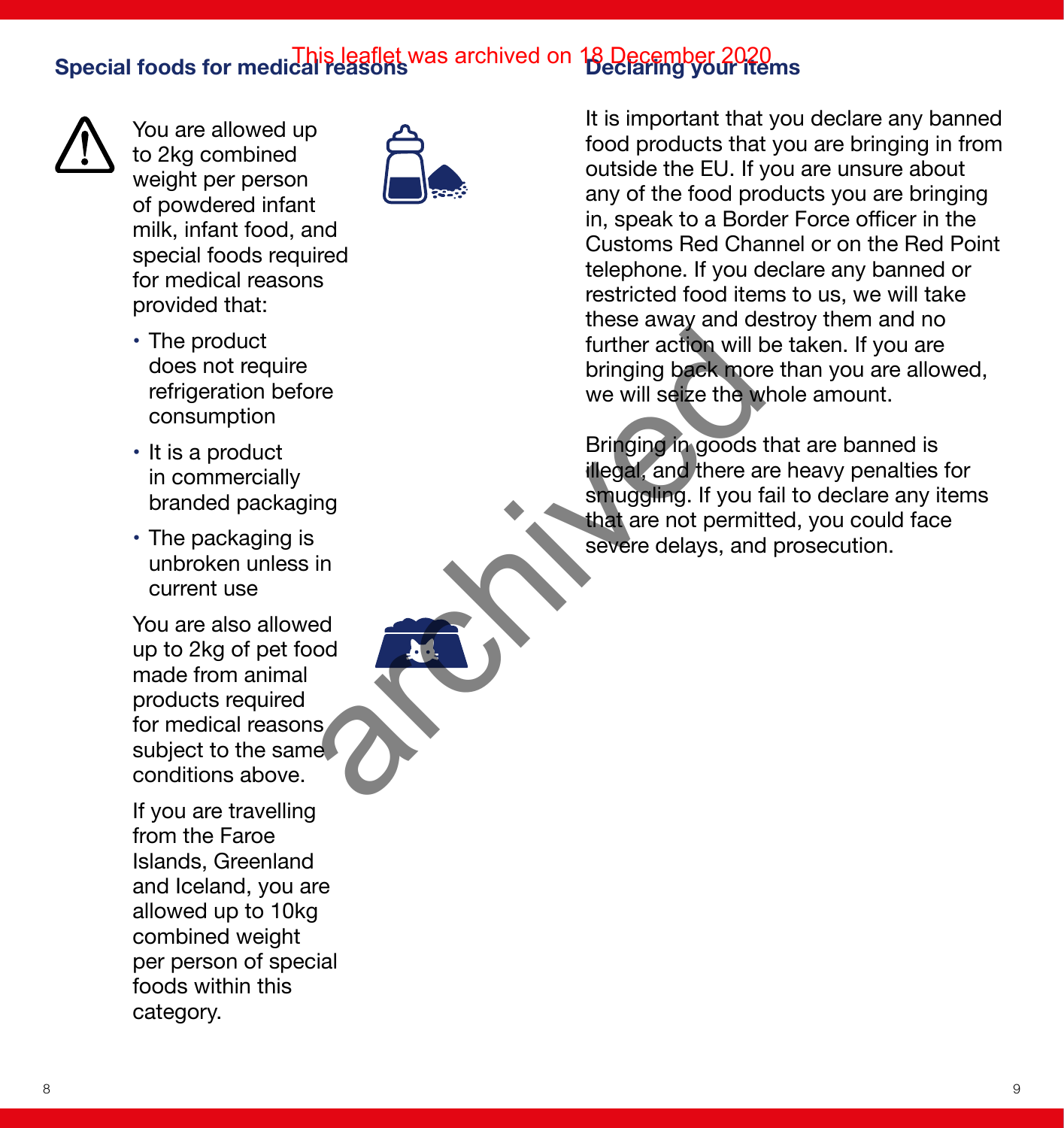This leaflet was archived on 18 December 2020

## Special foods for medical reasons

You are allowed up to 2kg combined weight per person of powdered infant milk, infant food, and special foods required for medical reasons provided that:

- The product does not require refrigeration before consumption
- It is a product in commercially branded packaging
- The packaging is unbroken unless in current use

You are also allowed up to 2kg of pet food made from animal products required for medical reasons subject to the same conditions above.

If you are travelling from the Faroe Islands, Greenland and Iceland, you are allowed up to 10kg combined weight per person of special foods within this category.

## Declaring your items

It is important that you declare any banned food products that you are bringing in from outside the EU. If you are unsure about any of the food products you are bringing in, speak to a Border Force officer in the Customs Red Channel or on the Red Point telephone. If you declare any banned or restricted food items to us, we will take these away and destroy them and no further action will be taken. If you are bringing back more than you are allowed, we will seize the whole amount.

Bringing in goods that are banned is illegal, and there are heavy penalties for smuggling. If you fail to declare any items that are not permitted, you could face severe delays, and prosecution.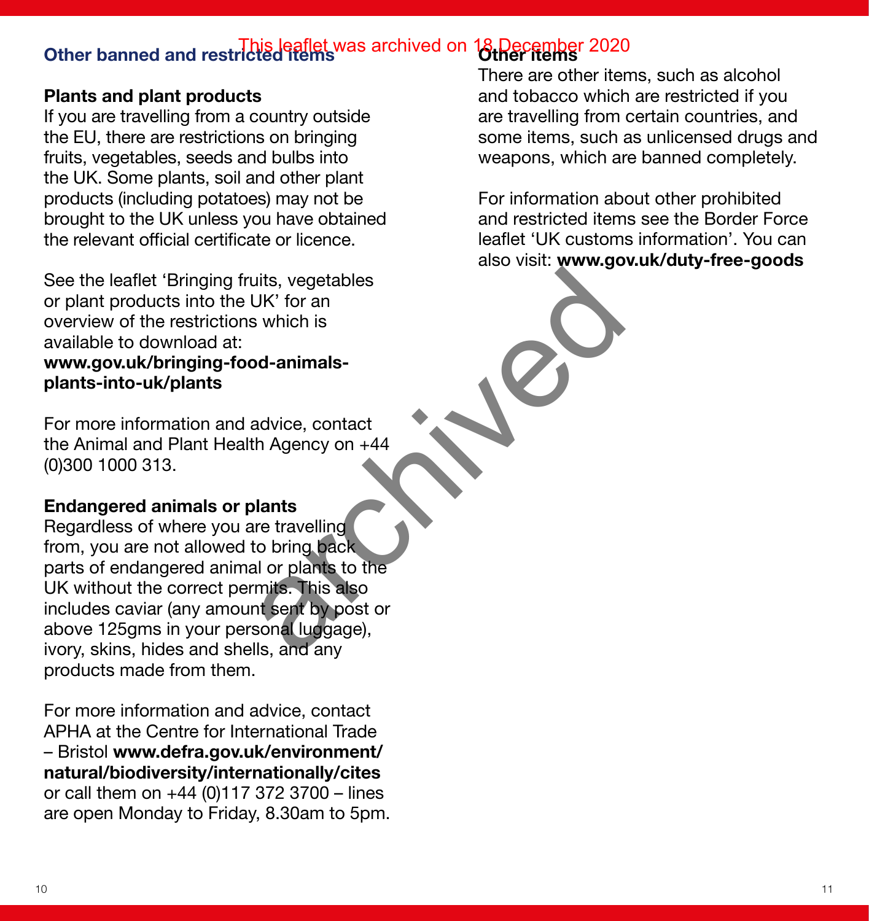This leaflet was archived on 18 December 2020

## Other banned and restricted items

### Plants and plant products

If you are travelling from a country outside the EU, there are restrictions on bringing fruits, vegetables, seeds and bulbs into the UK. Some plants, soil and other plant products (including potatoes) may not be brought to the UK unless you have obtained the relevant official certificate or licence.

See the leaflet 'Bringing fruits, vegetables or plant products into the UK' for an overview of the restrictions which is available to download at:
**www.gov.uk/bringing-food-animals-plants-into-uk/plants**

For more information and advice, contact the Animal and Plant Health Agency on +44 (0)300 1000 313.

### Endangered animals or plants

Regardless of where you are travelling from, you are not allowed to bring back parts of endangered animal or plants to the UK without the correct permits. This also includes caviar (any amount sent by post or above 125gms in your personal luggage), ivory, skins, hides and shells, and any products made from them.

For more information and advice, contact APHA at the Centre for International Trade – Bristol **www.defra.gov.uk/environment/natural/biodiversity/internationally/cites** or call them on +44 (0)117 372 3700 – lines are open Monday to Friday, 8.30am to 5pm.

### Other items

There are other items, such as alcohol and tobacco which are restricted if you are travelling from certain countries, and some items, such as unlicensed drugs and weapons, which are banned completely.

For information about other prohibited and restricted items see the Border Force leaflet 'UK customs information'. You can also visit: **www.gov.uk/duty-free-goods**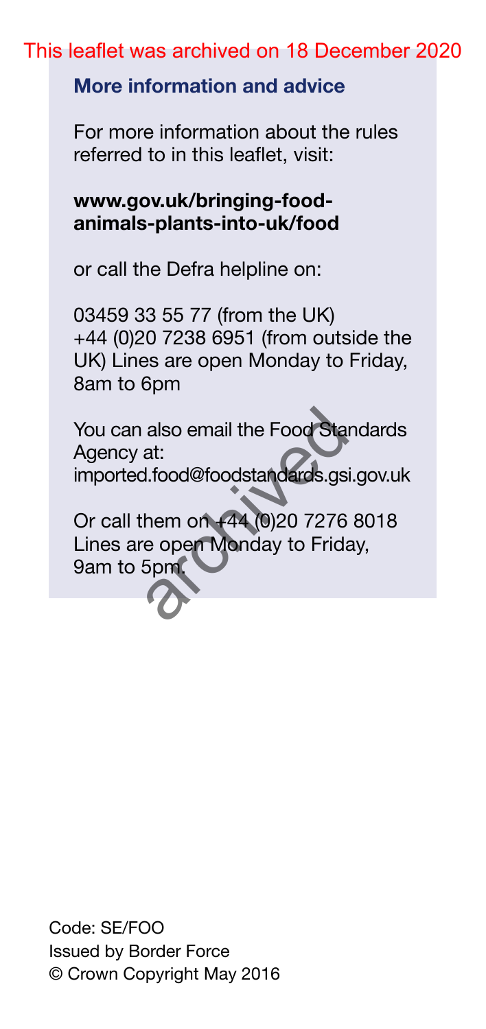This leaflet was archived on 18 December 2020

## More information and advice

For more information about the rules referred to in this leaflet, visit:

**www.gov.uk/bringing-food-animals-plants-into-uk/food**

or call the Defra helpline on:

03459 33 55 77 (from the UK)
+44 (0)20 7238 6951 (from outside the UK) Lines are open Monday to Friday, 8am to 6pm

You can also email the Food Standards Agency at:
imported.food@foodstandards.gsi.gov.uk

Or call them on +44 (0)20 7276 8018
Lines are open Monday to Friday, 9am to 5pm.

archived

Code: SE/FOO
Issued by Border Force
© Crown Copyright May 2016